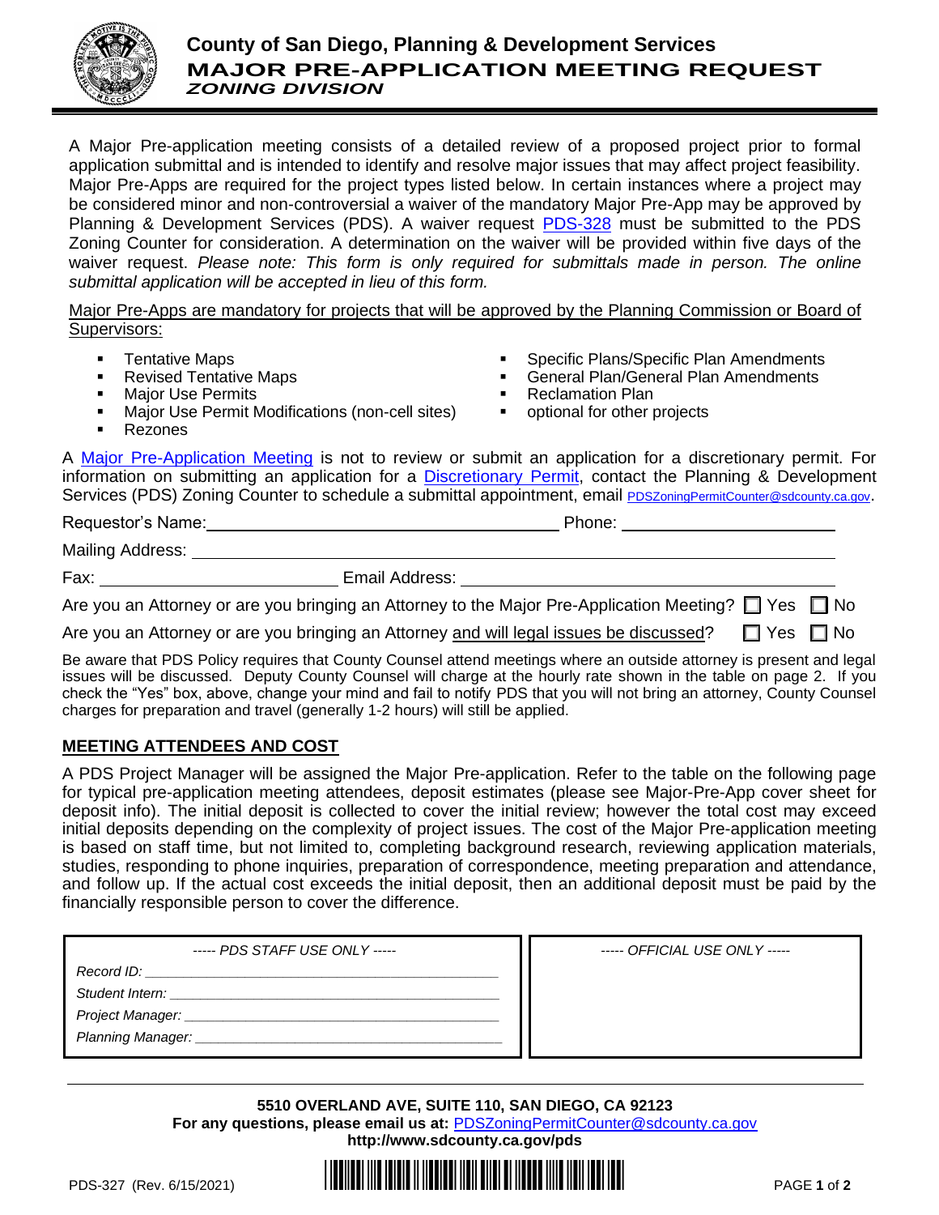# County of San Diego, Planning & Development Services
## MAJOR PRE-APPLICATION MEETING REQUEST
### *ZONING DIVISION*

A Major Pre-application meeting consists of a detailed review of a proposed project prior to formal application submittal and is intended to identify and resolve major issues that may affect project feasibility. Major Pre-Apps are required for the project types listed below. In certain instances where a project may be considered minor and non-controversial a waiver of the mandatory Major Pre-App may be approved by Planning & Development Services (PDS). A waiver request PDS-328 must be submitted to the PDS Zoning Counter for consideration. A determination on the waiver will be provided within five days of the waiver request. *Please note: This form is only required for submittals made in person. The online submittal application will be accepted in lieu of this form.*

Major Pre-Apps are mandatory for projects that will be approved by the Planning Commission or Board of Supervisors:

- Tentative Maps
- Revised Tentative Maps
- Major Use Permits
- Major Use Permit Modifications (non-cell sites)
- Rezones
- Specific Plans/Specific Plan Amendments
- General Plan/General Plan Amendments
- Reclamation Plan
- optional for other projects

A Major Pre-Application Meeting is not to review or submit an application for a discretionary permit. For information on submitting an application for a Discretionary Permit, contact the Planning & Development Services (PDS) Zoning Counter to schedule a submittal appointment, email PDSZoningPermitCounter@sdcounty.ca.gov.

Requestor's Name: ______________________ Phone: ______________________

Mailing Address: ______________________

Fax: ______________________ Email Address: ______________________

Are you an Attorney or are you bringing an Attorney to the Major Pre-Application Meeting? ☐ Yes ☐ No

Are you an Attorney or are you bringing an Attorney and will legal issues be discussed? ☐ Yes ☐ No

Be aware that PDS Policy requires that County Counsel attend meetings where an outside attorney is present and legal issues will be discussed. Deputy County Counsel will charge at the hourly rate shown in the table on page 2. If you check the "Yes" box, above, change your mind and fail to notify PDS that you will not bring an attorney, County Counsel charges for preparation and travel (generally 1-2 hours) will still be applied.

## MEETING ATTENDEES AND COST

A PDS Project Manager will be assigned the Major Pre-application. Refer to the table on the following page for typical pre-application meeting attendees, deposit estimates (please see Major-Pre-App cover sheet for deposit info). The initial deposit is collected to cover the initial review; however the total cost may exceed initial deposits depending on the complexity of project issues. The cost of the Major Pre-application meeting is based on staff time, but not limited to, completing background research, reviewing application materials, studies, responding to phone inquiries, preparation of correspondence, meeting preparation and attendance, and follow up. If the actual cost exceeds the initial deposit, then an additional deposit must be paid by the financially responsible person to cover the difference.

| *----- PDS STAFF USE ONLY -----* | *----- OFFICIAL USE ONLY -----* |
|---|---|
| *Record ID:* ______________________ | |
| *Student Intern:* ______________________ | |
| *Project Manager:* ______________________ | |
| *Planning Manager:* ______________________ | |

**5510 OVERLAND AVE, SUITE 110, SAN DIEGO, CA 92123**
**For any questions, please email us at:** PDSZoningPermitCounter@sdcounty.ca.gov
**http://www.sdcounty.ca.gov/pds**

PDS-327 (Rev. 6/15/2021)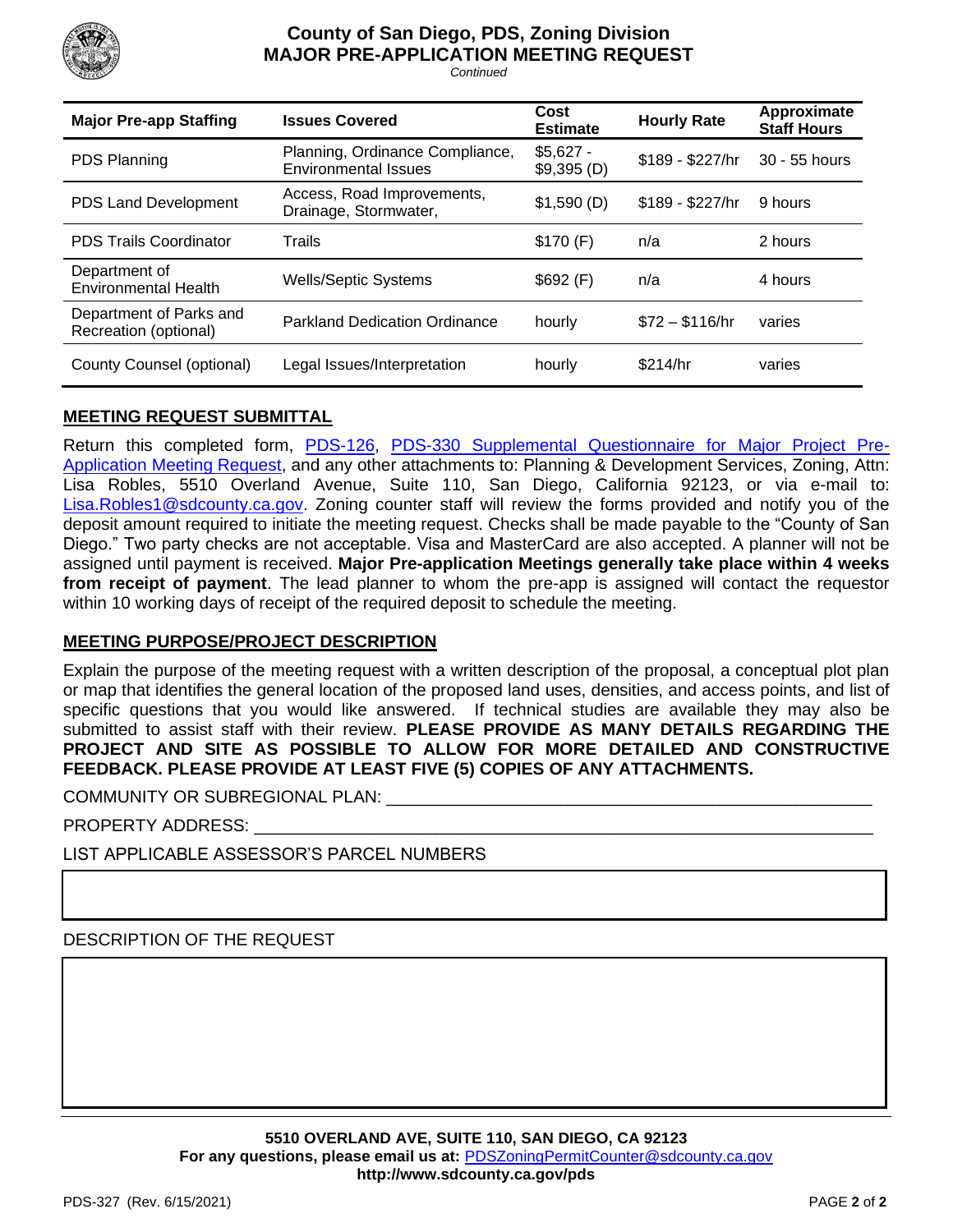# County of San Diego, PDS, Zoning Division
## MAJOR PRE-APPLICATION MEETING REQUEST
*Continued*

| Major Pre-app Staffing | Issues Covered | Cost Estimate | Hourly Rate | Approximate Staff Hours |
|---|---|---|---|---|
| PDS Planning | Planning, Ordinance Compliance, Environmental Issues | $5,627 - $9,395 (D) | $189 - $227/hr | 30 - 55 hours |
| PDS Land Development | Access, Road Improvements, Drainage, Stormwater, | $1,590 (D) | $189 - $227/hr | 9 hours |
| PDS Trails Coordinator | Trails | $170 (F) | n/a | 2 hours |
| Department of Environmental Health | Wells/Septic Systems | $692 (F) | n/a | 4 hours |
| Department of Parks and Recreation (optional) | Parkland Dedication Ordinance | hourly | $72 – $116/hr | varies |
| County Counsel (optional) | Legal Issues/Interpretation | hourly | $214/hr | varies |

## MEETING REQUEST SUBMITTAL

Return this completed form, PDS-126, PDS-330 Supplemental Questionnaire for Major Project Pre-Application Meeting Request, and any other attachments to: Planning & Development Services, Zoning, Attn: Lisa Robles, 5510 Overland Avenue, Suite 110, San Diego, California 92123, or via e-mail to: Lisa.Robles1@sdcounty.ca.gov. Zoning counter staff will review the forms provided and notify you of the deposit amount required to initiate the meeting request. Checks shall be made payable to the "County of San Diego." Two party checks are not acceptable. Visa and MasterCard are also accepted. A planner will not be assigned until payment is received. **Major Pre-application Meetings generally take place within 4 weeks from receipt of payment**. The lead planner to whom the pre-app is assigned will contact the requestor within 10 working days of receipt of the required deposit to schedule the meeting.

## MEETING PURPOSE/PROJECT DESCRIPTION

Explain the purpose of the meeting request with a written description of the proposal, a conceptual plot plan or map that identifies the general location of the proposed land uses, densities, and access points, and list of specific questions that you would like answered. If technical studies are available they may also be submitted to assist staff with their review. **PLEASE PROVIDE AS MANY DETAILS REGARDING THE PROJECT AND SITE AS POSSIBLE TO ALLOW FOR MORE DETAILED AND CONSTRUCTIVE FEEDBACK. PLEASE PROVIDE AT LEAST FIVE (5) COPIES OF ANY ATTACHMENTS.**

COMMUNITY OR SUBREGIONAL PLAN: ____________________________________________________

PROPERTY ADDRESS: ____________________________________________________________

LIST APPLICABLE ASSESSOR'S PARCEL NUMBERS

DESCRIPTION OF THE REQUEST

**5510 OVERLAND AVE, SUITE 110, SAN DIEGO, CA 92123**
**For any questions, please email us at:** PDSZoningPermitCounter@sdcounty.ca.gov
**http://www.sdcounty.ca.gov/pds**

PDS-327 (Rev. 6/15/2021)